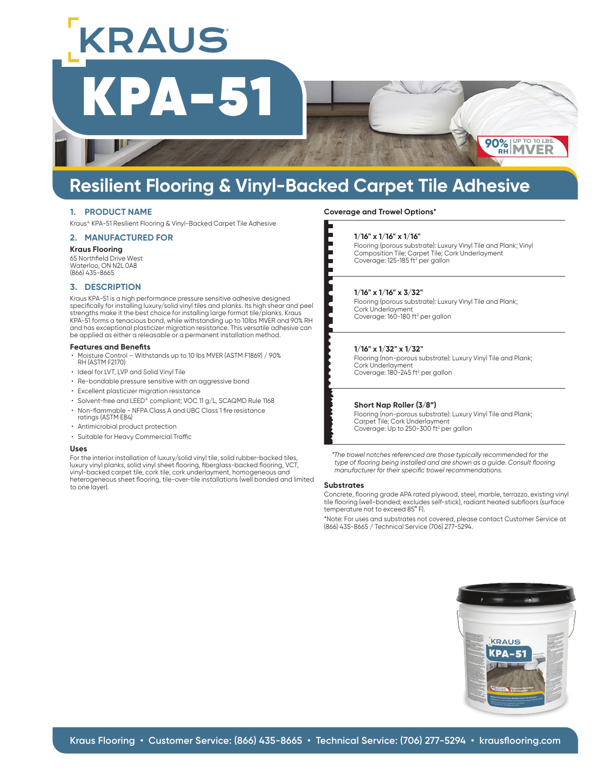# KRAUS

# KPA-51

90% RH | UP TO 10 LBS. MVER

## Resilient Flooring & Vinyl-Backed Carpet Tile Adhesive

### 1. PRODUCT NAME

Kraus® KPA-51 Resilient Flooring & Vinyl-Backed Carpet Tile Adhesive

### 2. MANUFACTURED FOR

**Kraus Flooring**
65 Northfield Drive West
Waterloo, ON N2L 0A8
(866) 435-8665

### 3. DESCRIPTION

Kraus KPA-51 is a high performance pressure sensitive adhesive designed specifically for installing luxury/solid vinyl tiles and planks. Its high shear and peel strengths make it the best choice for installing large format tile/planks. Kraus KPA-51 forms a tenacious bond, while withstanding up to 10lbs MVER and 90% RH and has exceptional plasticizer migration resistance. This versatile adhesive can be applied as either a releasable or a permanent installation method.

#### Features and Benefits

- Moisture Control – Withstands up to 10 lbs MVER (ASTM F1869) / 90% RH (ASTM F2170)
- Ideal for LVT, LVP and Solid Vinyl Tile
- Re-bondable pressure sensitive with an aggressive bond
- Excellent plasticizer migration resistance
- Solvent-free and LEED® compliant; VOC 11 g/L, SCAQMD Rule 1168
- Non-flammable - NFPA Class A and UBC Class 1 fire resistance ratings (ASTM E84)
- Antimicrobial product protection
- Suitable for Heavy Commercial Traffic

#### Uses

For the interior installation of luxury/solid vinyl tile, solid rubber-backed tiles, luxury vinyl planks, solid vinyl sheet flooring, fiberglass-backed flooring, VCT, vinyl-backed carpet tile, cork tile, cork underlayment, homogeneous and heterogeneous sheet flooring, tile-over-tile installations (well bonded and limited to one layer).

#### Coverage and Trowel Options*

**1/16" x 1/16" x 1/16"**
Flooring (porous substrate): Luxury Vinyl Tile and Plank; Vinyl Composition Tile; Carpet Tile; Cork Underlayment
Coverage: 125-185 ft² per gallon

**1/16" x 1/16" x 3/32"**
Flooring (porous substrate): Luxury Vinyl Tile and Plank; Cork Underlayment
Coverage: 160-180 ft² per gallon

**1/16" x 1/32" x 1/32"**
Flooring (non-porous substrate): Luxury Vinyl Tile and Plank; Cork Underlayment
Coverage: 180-245 ft² per gallon

**Short Nap Roller (3/8")**
Flooring (non-porous substrate): Luxury Vinyl Tile and Plank; Carpet Tile; Cork Underlayment
Coverage: Up to 250-300 ft² per gallon

*\*The trowel notches referenced are those typically recommended for the type of flooring being installed and are shown as a guide. Consult flooring manufacturer for their specific trowel recommendations.*

#### Substrates

Concrete, flooring grade APA rated plywood, steel, marble, terrazzo, existing vinyl tile flooring (well-bonded; excludes self-stick), radiant heated subfloors (surface temperature not to exceed 85° F).

*Note: For uses and substrates not covered, please contact Customer Service at (866) 435-8665 / Technical Service (706) 277-5294.

Kraus Flooring • Customer Service: (866) 435-8665 • Technical Service: (706) 277-5294 • krausflooring.com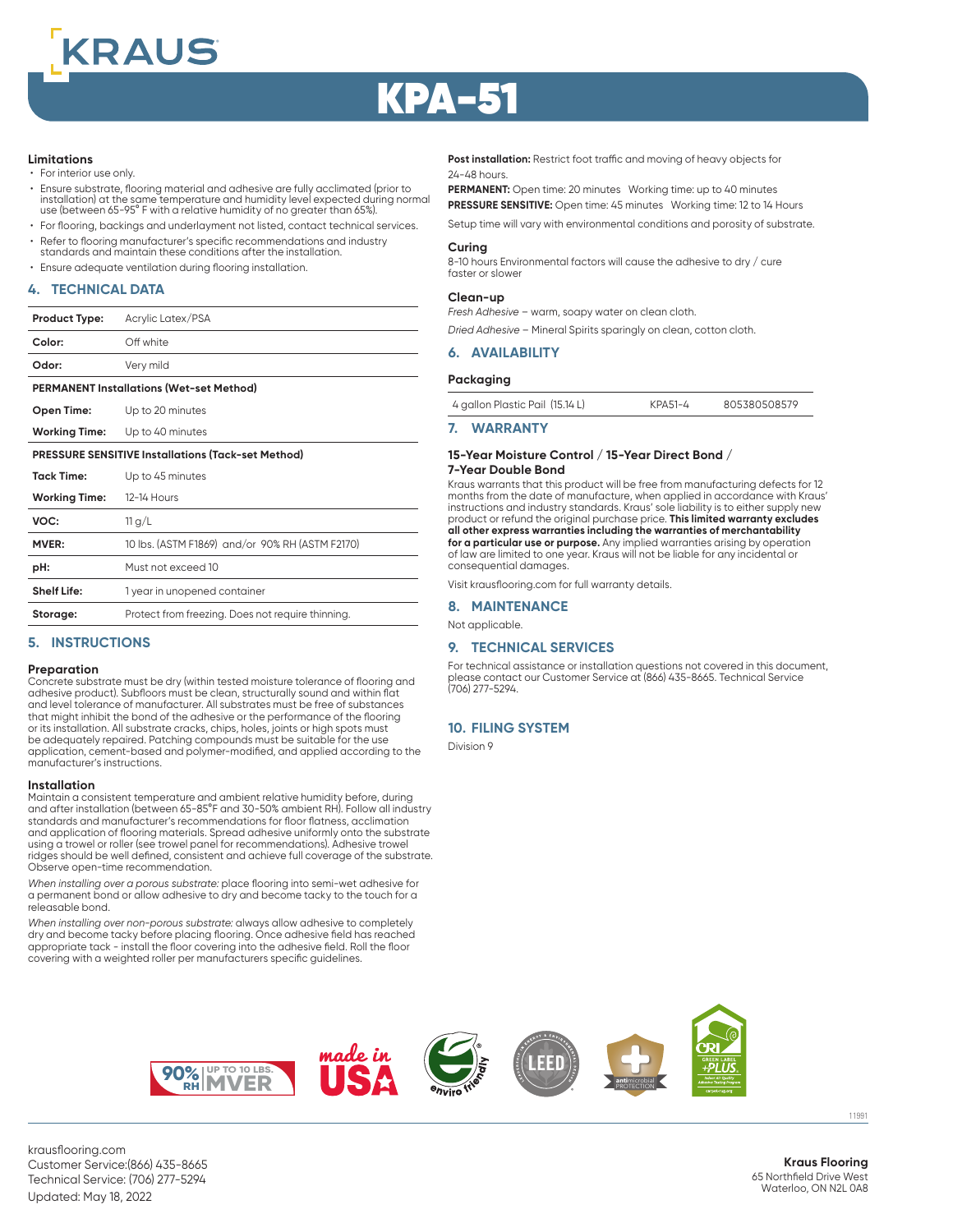# KPA-51

### Limitations

- For interior use only.
- Ensure substrate, flooring material and adhesive are fully acclimated (prior to installation) at the same temperature and humidity level expected during normal use (between 65-95° F with a relative humidity of no greater than 65%).
- For flooring, backings and underlayment not listed, contact technical services.
- Refer to flooring manufacturer's specific recommendations and industry standards and maintain these conditions after the installation.
- Ensure adequate ventilation during flooring installation.

## 4. TECHNICAL DATA

| | |
|---|---|
| **Product Type:** | Acrylic Latex/PSA |
| **Color:** | Off white |
| **Odor:** | Very mild |
| **PERMANENT Installations (Wet-set Method)** | |
| **Open Time:** | Up to 20 minutes |
| **Working Time:** | Up to 40 minutes |
| **PRESSURE SENSITIVE Installations (Tack-set Method)** | |
| **Tack Time:** | Up to 45 minutes |
| **Working Time:** | 12-14 Hours |
| **VOC:** | 11 g/L |
| **MVER:** | 10 lbs. (ASTM F1869) and/or 90% RH (ASTM F2170) |
| **pH:** | Must not exceed 10 |
| **Shelf Life:** | 1 year in unopened container |
| **Storage:** | Protect from freezing. Does not require thinning. |

## 5. INSTRUCTIONS

### Preparation

Concrete substrate must be dry (within tested moisture tolerance of flooring and adhesive product). Subfloors must be clean, structurally sound and within flat and level tolerance of manufacturer. All substrates must be free of substances that might inhibit the bond of the adhesive or the performance of the flooring or its installation. All substrate cracks, chips, holes, joints or high spots must be adequately repaired. Patching compounds must be suitable for the use application, cement-based and polymer-modified, and applied according to the manufacturer's instructions.

### Installation

Maintain a consistent temperature and ambient relative humidity before, during and after installation (between 65-85°F and 30-50% ambient RH). Follow all industry standards and manufacturer's recommendations for floor flatness, acclimation and application of flooring materials. Spread adhesive uniformly onto the substrate using a trowel or roller (see trowel panel for recommendations). Adhesive trowel ridges should be well defined, consistent and achieve full coverage of the substrate. Observe open-time recommendation.

*When installing over a porous substrate:* place flooring into semi-wet adhesive for a permanent bond or allow adhesive to dry and become tacky to the touch for a releasable bond.

*When installing over non-porous substrate:* always allow adhesive to completely dry and become tacky before placing flooring. Once adhesive field has reached appropriate tack - install the floor covering into the adhesive field. Roll the floor covering with a weighted roller per manufacturers specific guidelines.

**Post installation:** Restrict foot traffic and moving of heavy objects for 24-48 hours.

**PERMANENT:** Open time: 20 minutes Working time: up to 40 minutes

**PRESSURE SENSITIVE:** Open time: 45 minutes Working time: 12 to 14 Hours

Setup time will vary with environmental conditions and porosity of substrate.

### Curing

8-10 hours Environmental factors will cause the adhesive to dry / cure faster or slower

### Clean-up

*Fresh Adhesive* – warm, soapy water on clean cloth.

*Dried Adhesive* – Mineral Spirits sparingly on clean, cotton cloth.

## 6. AVAILABILITY

### Packaging

| | | |
|---|---|---|
| 4 gallon Plastic Pail (15.14 L) | KPA51-4 | 805380508579 |

## 7. WARRANTY

### 15-Year Moisture Control / 15-Year Direct Bond / 7-Year Double Bond

Kraus warrants that this product will be free from manufacturing defects for 12 months from the date of manufacture, when applied in accordance with Kraus' instructions and industry standards. Kraus' sole liability is to either supply new product or refund the original purchase price. **This limited warranty excludes all other express warranties including the warranties of merchantability for a particular use or purpose.** Any implied warranties arising by operation of law are limited to one year. Kraus will not be liable for any incidental or consequential damages.

Visit krausflooring.com for full warranty details.

## 8. MAINTENANCE

Not applicable.

## 9. TECHNICAL SERVICES

For technical assistance or installation questions not covered in this document, please contact our Customer Service at (866) 435-8665. Technical Service (706) 277-5294.

## 10. FILING SYSTEM

Division 9

11991

krausflooring.com
Customer Service:(866) 435-8665
Technical Service: (706) 277-5294
Updated: May 18, 2022

**Kraus Flooring**
65 Northfield Drive West
Waterloo, ON N2L 0A8